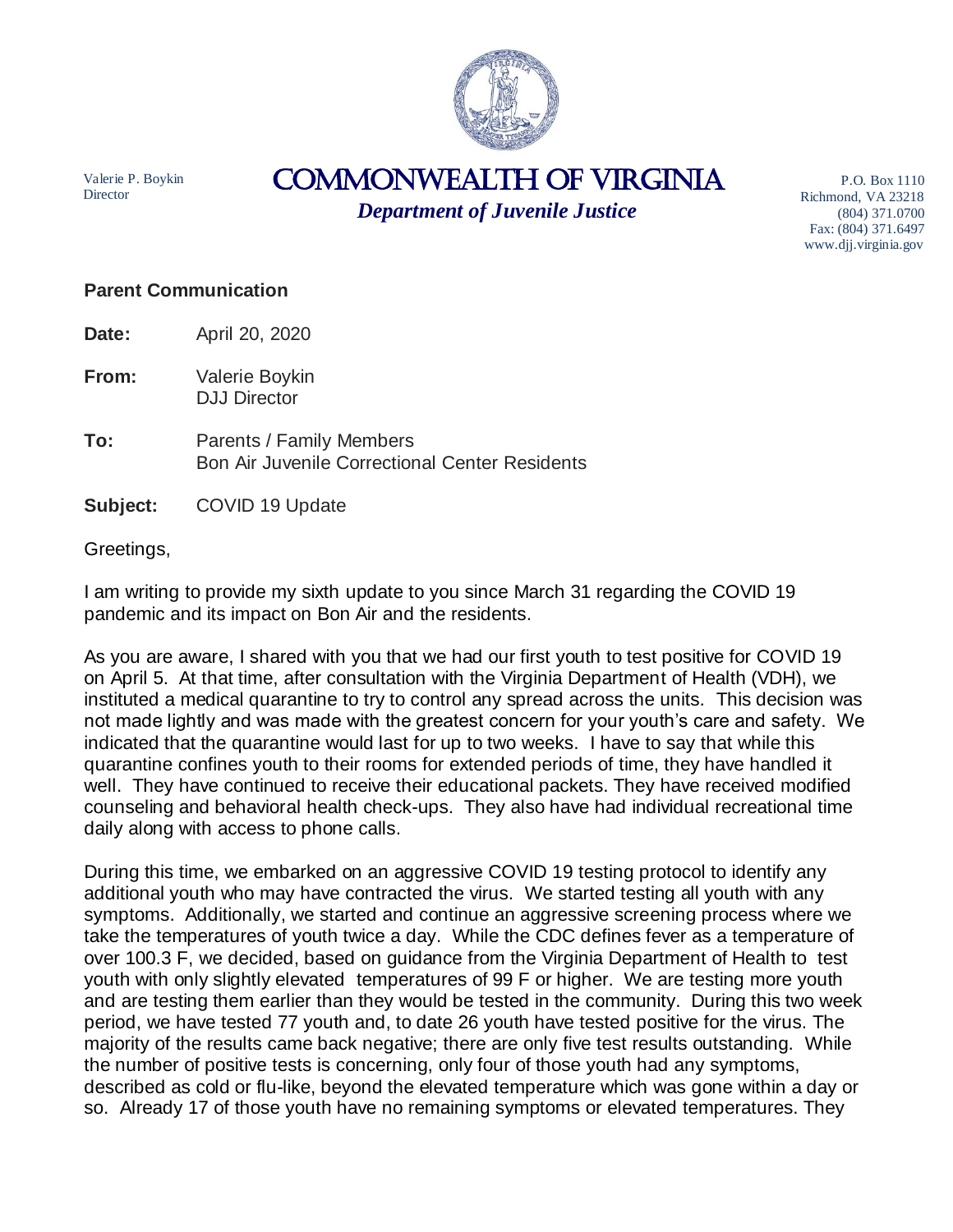Valerie P. Boykin
Director

# COMMONWEALTH OF VIRGINIA

***Department of Juvenile Justice***

P.O. Box 1110
Richmond, VA 23218
(804) 371.0700
Fax: (804) 371.6497
www.djj.virginia.gov

**Parent Communication**

**Date:** April 20, 2020

**From:** Valerie Boykin
DJJ Director

**To:** Parents / Family Members
Bon Air Juvenile Correctional Center Residents

**Subject:** COVID 19 Update

Greetings,

I am writing to provide my sixth update to you since March 31 regarding the COVID 19 pandemic and its impact on Bon Air and the residents.

As you are aware, I shared with you that we had our first youth to test positive for COVID 19 on April 5. At that time, after consultation with the Virginia Department of Health (VDH), we instituted a medical quarantine to try to control any spread across the units. This decision was not made lightly and was made with the greatest concern for your youth's care and safety. We indicated that the quarantine would last for up to two weeks. I have to say that while this quarantine confines youth to their rooms for extended periods of time, they have handled it well. They have continued to receive their educational packets. They have received modified counseling and behavioral health check-ups. They also have had individual recreational time daily along with access to phone calls.

During this time, we embarked on an aggressive COVID 19 testing protocol to identify any additional youth who may have contracted the virus. We started testing all youth with any symptoms. Additionally, we started and continue an aggressive screening process where we take the temperatures of youth twice a day. While the CDC defines fever as a temperature of over 100.3 F, we decided, based on guidance from the Virginia Department of Health to test youth with only slightly elevated temperatures of 99 F or higher. We are testing more youth and are testing them earlier than they would be tested in the community. During this two week period, we have tested 77 youth and, to date 26 youth have tested positive for the virus. The majority of the results came back negative; there are only five test results outstanding. While the number of positive tests is concerning, only four of those youth had any symptoms, described as cold or flu-like, beyond the elevated temperature which was gone within a day or so. Already 17 of those youth have no remaining symptoms or elevated temperatures. They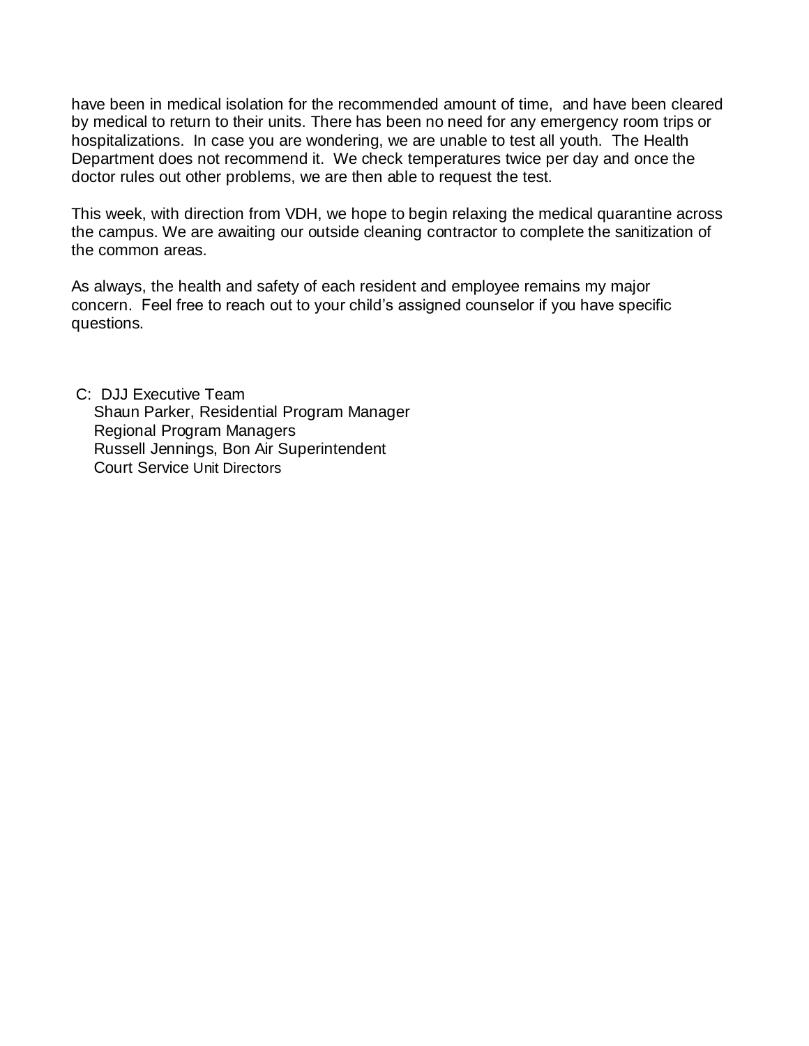have been in medical isolation for the recommended amount of time, and have been cleared by medical to return to their units. There has been no need for any emergency room trips or hospitalizations. In case you are wondering, we are unable to test all youth. The Health Department does not recommend it. We check temperatures twice per day and once the doctor rules out other problems, we are then able to request the test.

This week, with direction from VDH, we hope to begin relaxing the medical quarantine across the campus. We are awaiting our outside cleaning contractor to complete the sanitization of the common areas.

As always, the health and safety of each resident and employee remains my major concern. Feel free to reach out to your child's assigned counselor if you have specific questions.

C: DJJ Executive Team
Shaun Parker, Residential Program Manager
Regional Program Managers
Russell Jennings, Bon Air Superintendent
Court Service Unit Directors